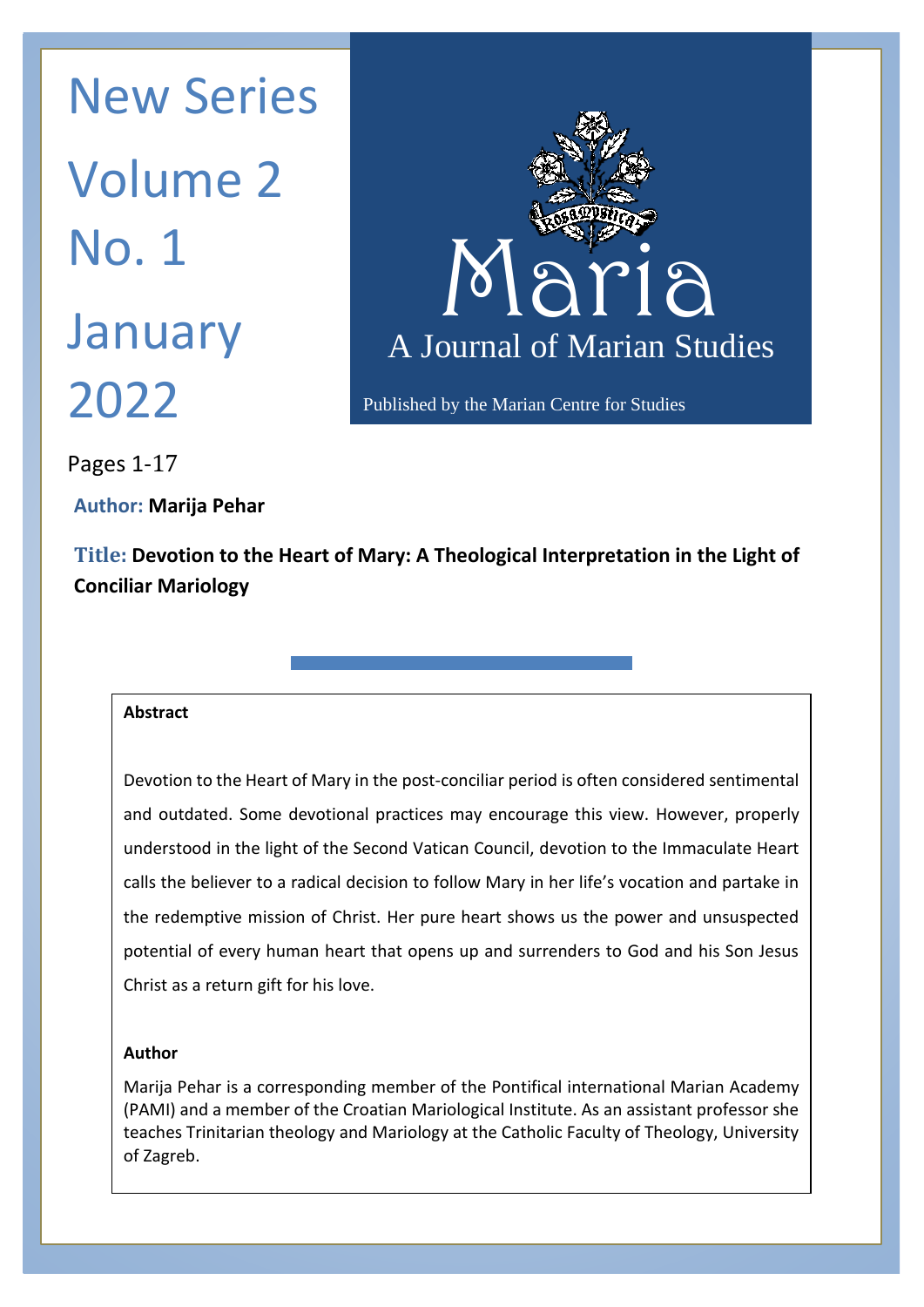New Series

Volume 2

No. 1

January 2022

# Maria

## A Journal of Marian Studies

Published by the Marian Centre for Studies

Pages 1-17

**Author:** **Marija Pehar**

**Title:** **Devotion to the Heart of Mary: A Theological Interpretation in the Light of Conciliar Mariology**

**Abstract**

Devotion to the Heart of Mary in the post-conciliar period is often considered sentimental and outdated. Some devotional practices may encourage this view. However, properly understood in the light of the Second Vatican Council, devotion to the Immaculate Heart calls the believer to a radical decision to follow Mary in her life's vocation and partake in the redemptive mission of Christ. Her pure heart shows us the power and unsuspected potential of every human heart that opens up and surrenders to God and his Son Jesus Christ as a return gift for his love.

**Author**

Marija Pehar is a corresponding member of the Pontifical international Marian Academy (PAMI) and a member of the Croatian Mariological Institute. As an assistant professor she teaches Trinitarian theology and Mariology at the Catholic Faculty of Theology, University of Zagreb.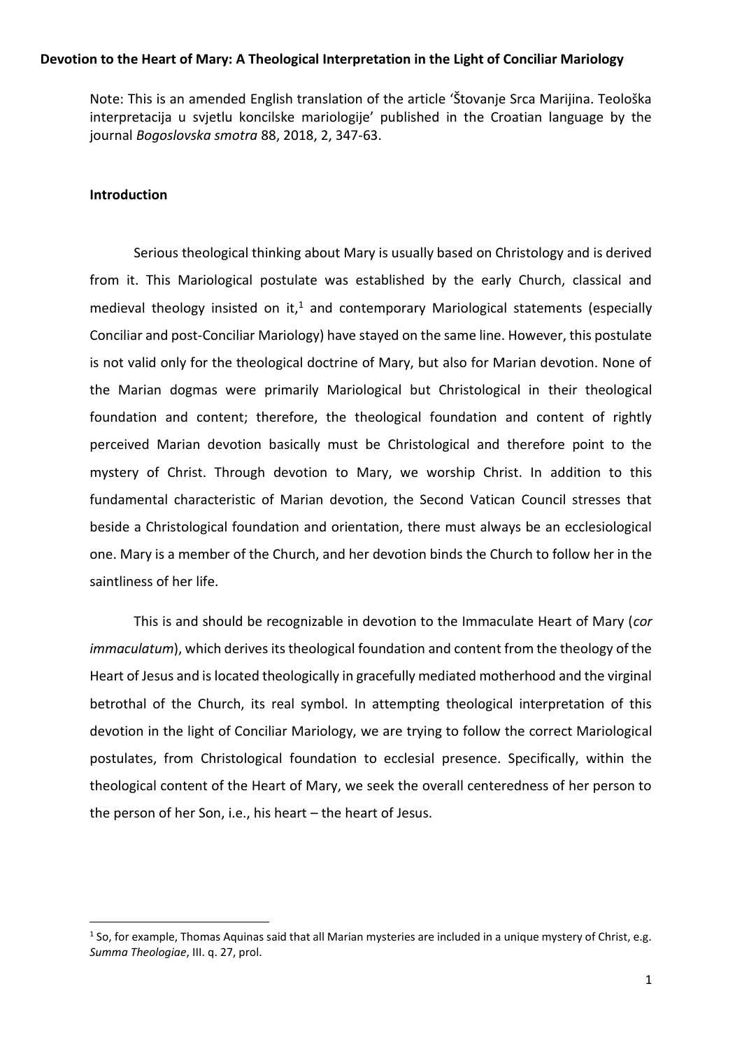**Devotion to the Heart of Mary: A Theological Interpretation in the Light of Conciliar Mariology**

Note: This is an amended English translation of the article 'Štovanje Srca Marijina. Teološka interpretacija u svjetlu koncilske mariologije' published in the Croatian language by the journal *Bogoslovska smotra* 88, 2018, 2, 347-63.

## Introduction

Serious theological thinking about Mary is usually based on Christology and is derived from it. This Mariological postulate was established by the early Church, classical and medieval theology insisted on it,[1] and contemporary Mariological statements (especially Conciliar and post-Conciliar Mariology) have stayed on the same line. However, this postulate is not valid only for the theological doctrine of Mary, but also for Marian devotion. None of the Marian dogmas were primarily Mariological but Christological in their theological foundation and content; therefore, the theological foundation and content of rightly perceived Marian devotion basically must be Christological and therefore point to the mystery of Christ. Through devotion to Mary, we worship Christ. In addition to this fundamental characteristic of Marian devotion, the Second Vatican Council stresses that beside a Christological foundation and orientation, there must always be an ecclesiological one. Mary is a member of the Church, and her devotion binds the Church to follow her in the saintliness of her life.

This is and should be recognizable in devotion to the Immaculate Heart of Mary (*cor immaculatum*), which derives its theological foundation and content from the theology of the Heart of Jesus and is located theologically in gracefully mediated motherhood and the virginal betrothal of the Church, its real symbol. In attempting theological interpretation of this devotion in the light of Conciliar Mariology, we are trying to follow the correct Mariological postulates, from Christological foundation to ecclesial presence. Specifically, within the theological content of the Heart of Mary, we seek the overall centeredness of her person to the person of her Son, i.e., his heart – the heart of Jesus.

[1] So, for example, Thomas Aquinas said that all Marian mysteries are included in a unique mystery of Christ, e.g. *Summa Theologiae*, III. q. 27, prol.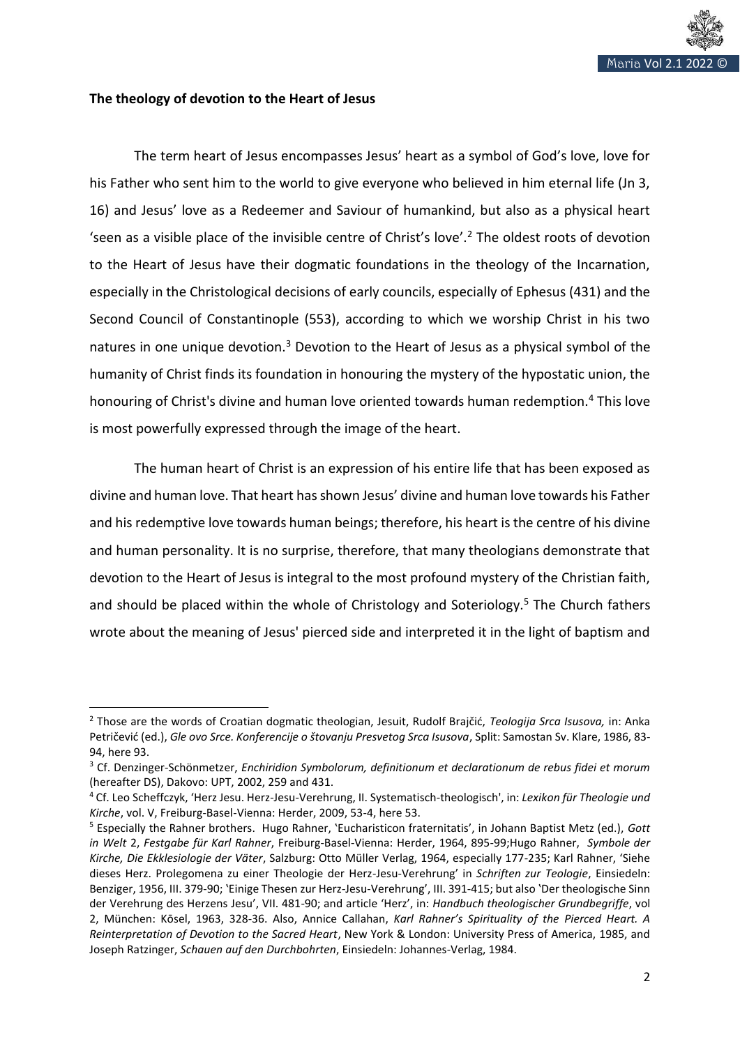**The theology of devotion to the Heart of Jesus**

The term heart of Jesus encompasses Jesus' heart as a symbol of God's love, love for his Father who sent him to the world to give everyone who believed in him eternal life (Jn 3, 16) and Jesus' love as a Redeemer and Saviour of humankind, but also as a physical heart 'seen as a visible place of the invisible centre of Christ's love'.[2] The oldest roots of devotion to the Heart of Jesus have their dogmatic foundations in the theology of the Incarnation, especially in the Christological decisions of early councils, especially of Ephesus (431) and the Second Council of Constantinople (553), according to which we worship Christ in his two natures in one unique devotion.[3] Devotion to the Heart of Jesus as a physical symbol of the humanity of Christ finds its foundation in honouring the mystery of the hypostatic union, the honouring of Christ's divine and human love oriented towards human redemption.[4] This love is most powerfully expressed through the image of the heart.

The human heart of Christ is an expression of his entire life that has been exposed as divine and human love. That heart has shown Jesus' divine and human love towards his Father and his redemptive love towards human beings; therefore, his heart is the centre of his divine and human personality. It is no surprise, therefore, that many theologians demonstrate that devotion to the Heart of Jesus is integral to the most profound mystery of the Christian faith, and should be placed within the whole of Christology and Soteriology.[5] The Church fathers wrote about the meaning of Jesus' pierced side and interpreted it in the light of baptism and

---

[2] Those are the words of Croatian dogmatic theologian, Jesuit, Rudolf Brajčić, *Teologija Srca Isusova,* in: Anka Petričević (ed.), *Gle ovo Srce. Konferencije o štovanju Presvetog Srca Isusova*, Split: Samostan Sv. Klare, 1986, 83-94, here 93.

[3] Cf. Denzinger-Schönmetzer, *Enchiridion Symbolorum, definitionum et declarationum de rebus fidei et morum* (hereafter DS), Đakovo: UPT, 2002, 259 and 431.

[4] Cf. Leo Scheffczyk, 'Herz Jesu. Herz-Jesu-Verehrung, II. Systematisch-theologisch', in: *Lexikon für Theologie und Kirche*, vol. V, Freiburg-Basel-Vienna: Herder, 2009, 53-4, here 53.

[5] Especially the Rahner brothers. Hugo Rahner, 'Eucharisticon fraternitatis', in Johann Baptist Metz (ed.), *Gott in Welt* 2, *Festgabe für Karl Rahner*, Freiburg-Basel-Vienna: Herder, 1964, 895-99;Hugo Rahner, *Symbole der Kirche, Die Ekklesiologie der Väter*, Salzburg: Otto Müller Verlag, 1964, especially 177-235; Karl Rahner, 'Siehe dieses Herz. Prolegomena zu einer Theologie der Herz-Jesu-Verehrung' in *Schriften zur Teologie*, Einsiedeln: Benziger, 1956, III. 379-90; 'Einige Thesen zur Herz-Jesu-Verehrung', III. 391-415; but also 'Der theologische Sinn der Verehrung des Herzens Jesu', VII. 481-90; and article 'Herz', in: *Handbuch theologischer Grundbegriffe*, vol 2, München: Kōsel, 1963, 328-36. Also, Annice Callahan, *Karl Rahner's Spirituality of the Pierced Heart. A Reinterpretation of Devotion to the Sacred Heart*, New York & London: University Press of America, 1985, and Joseph Ratzinger, *Schauen auf den Durchbohrten*, Einsiedeln: Johannes-Verlag, 1984.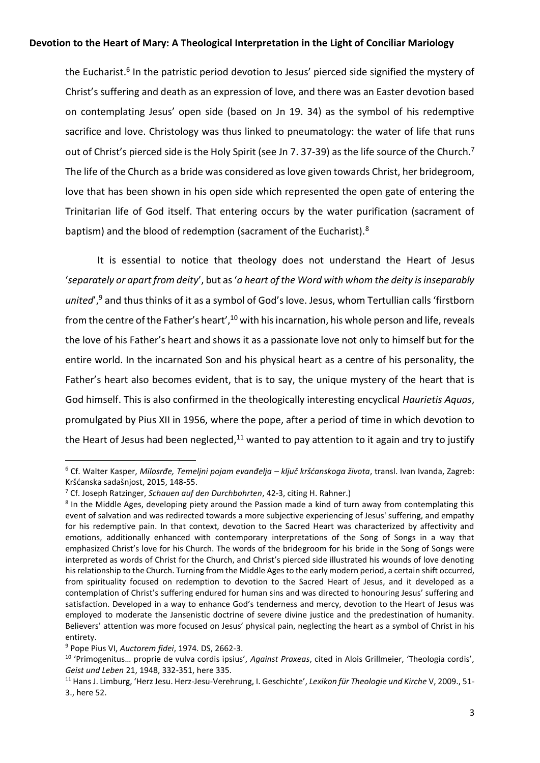the Eucharist.[6] In the patristic period devotion to Jesus' pierced side signified the mystery of Christ's suffering and death as an expression of love, and there was an Easter devotion based on contemplating Jesus' open side (based on Jn 19. 34) as the symbol of his redemptive sacrifice and love. Christology was thus linked to pneumatology: the water of life that runs out of Christ's pierced side is the Holy Spirit (see Jn 7. 37-39) as the life source of the Church.[7] The life of the Church as a bride was considered as love given towards Christ, her bridegroom, love that has been shown in his open side which represented the open gate of entering the Trinitarian life of God itself. That entering occurs by the water purification (sacrament of baptism) and the blood of redemption (sacrament of the Eucharist).[8]

It is essential to notice that theology does not understand the Heart of Jesus '*separately or apart from deity*', but as '*a heart of the Word with whom the deity is inseparably united*',[9] and thus thinks of it as a symbol of God's love. Jesus, whom Tertullian calls 'firstborn from the centre of the Father's heart',[10] with his incarnation, his whole person and life, reveals the love of his Father's heart and shows it as a passionate love not only to himself but for the entire world. In the incarnated Son and his physical heart as a centre of his personality, the Father's heart also becomes evident, that is to say, the unique mystery of the heart that is God himself. This is also confirmed in the theologically interesting encyclical *Haurietis Aquas*, promulgated by Pius XII in 1956, where the pope, after a period of time in which devotion to the Heart of Jesus had been neglected,[11] wanted to pay attention to it again and try to justify

---

[6] Cf. Walter Kasper, *Milosrđe, Temeljni pojam evanđelja – ključ kršćanskoga života*, transl. Ivan Ivanda, Zagreb: Kršćanska sadašnjost, 2015, 148-55.

[7] Cf. Joseph Ratzinger, *Schauen auf den Durchbohrten*, 42-3, citing H. Rahner.)

[8] In the Middle Ages, developing piety around the Passion made a kind of turn away from contemplating this event of salvation and was redirected towards a more subjective experiencing of Jesus' suffering, and empathy for his redemptive pain. In that context, devotion to the Sacred Heart was characterized by affectivity and emotions, additionally enhanced with contemporary interpretations of the Song of Songs in a way that emphasized Christ's love for his Church. The words of the bridegroom for his bride in the Song of Songs were interpreted as words of Christ for the Church, and Christ's pierced side illustrated his wounds of love denoting his relationship to the Church. Turning from the Middle Ages to the early modern period, a certain shift occurred, from spirituality focused on redemption to devotion to the Sacred Heart of Jesus, and it developed as a contemplation of Christ's suffering endured for human sins and was directed to honouring Jesus' suffering and satisfaction. Developed in a way to enhance God's tenderness and mercy, devotion to the Heart of Jesus was employed to moderate the Jansenistic doctrine of severe divine justice and the predestination of humanity. Believers' attention was more focused on Jesus' physical pain, neglecting the heart as a symbol of Christ in his entirety.

[9] Pope Pius VI, *Auctorem fidei*, 1974. DS, 2662-3.

[10] 'Primogenitus… proprie de vulva cordis ipsius', *Against Praxeas*, cited in Alois Grillmeier, 'Theologia cordis', *Geist und Leben* 21, 1948, 332-351, here 335.

[11] Hans J. Limburg, 'Herz Jesu. Herz-Jesu-Verehrung, I. Geschichte', *Lexikon für Theologie und Kirche* V, 2009., 51-3., here 52.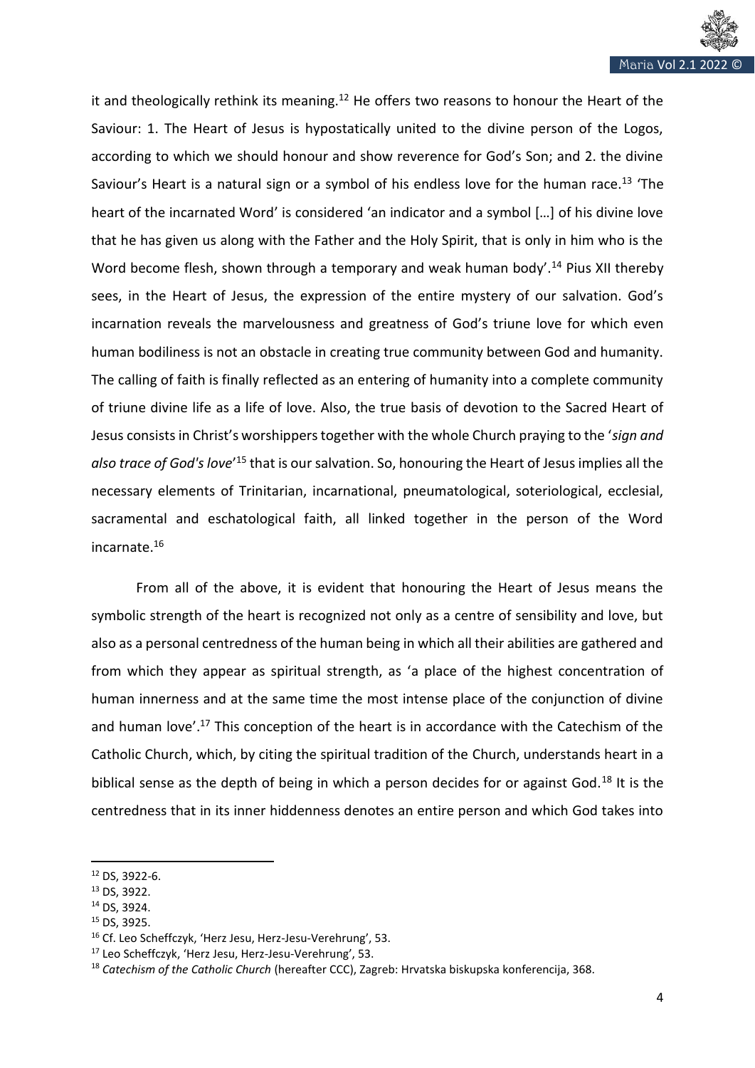it and theologically rethink its meaning.[12] He offers two reasons to honour the Heart of the Saviour: 1. The Heart of Jesus is hypostatically united to the divine person of the Logos, according to which we should honour and show reverence for God's Son; and 2. the divine Saviour's Heart is a natural sign or a symbol of his endless love for the human race.[13] 'The heart of the incarnated Word' is considered 'an indicator and a symbol […] of his divine love that he has given us along with the Father and the Holy Spirit, that is only in him who is the Word become flesh, shown through a temporary and weak human body'.[14] Pius XII thereby sees, in the Heart of Jesus, the expression of the entire mystery of our salvation. God's incarnation reveals the marvelousness and greatness of God's triune love for which even human bodiliness is not an obstacle in creating true community between God and humanity. The calling of faith is finally reflected as an entering of humanity into a complete community of triune divine life as a life of love. Also, the true basis of devotion to the Sacred Heart of Jesus consists in Christ's worshippers together with the whole Church praying to the '*sign and also trace of God's love*'[15] that is our salvation. So, honouring the Heart of Jesus implies all the necessary elements of Trinitarian, incarnational, pneumatological, soteriological, ecclesial, sacramental and eschatological faith, all linked together in the person of the Word incarnate.[16]

From all of the above, it is evident that honouring the Heart of Jesus means the symbolic strength of the heart is recognized not only as a centre of sensibility and love, but also as a personal centredness of the human being in which all their abilities are gathered and from which they appear as spiritual strength, as 'a place of the highest concentration of human innerness and at the same time the most intense place of the conjunction of divine and human love'.[17] This conception of the heart is in accordance with the Catechism of the Catholic Church, which, by citing the spiritual tradition of the Church, understands heart in a biblical sense as the depth of being in which a person decides for or against God.[18] It is the centredness that in its inner hiddenness denotes an entire person and which God takes into

---

[12] DS, 3922-6.

[13] DS, 3922.

[14] DS, 3924.

[15] DS, 3925.

[16] Cf. Leo Scheffczyk, 'Herz Jesu, Herz-Jesu-Verehrung', 53.

[17] Leo Scheffczyk, 'Herz Jesu, Herz-Jesu-Verehrung', 53.

[18] *Catechism of the Catholic Church* (hereafter CCC), Zagreb: Hrvatska biskupska konferencija, 368.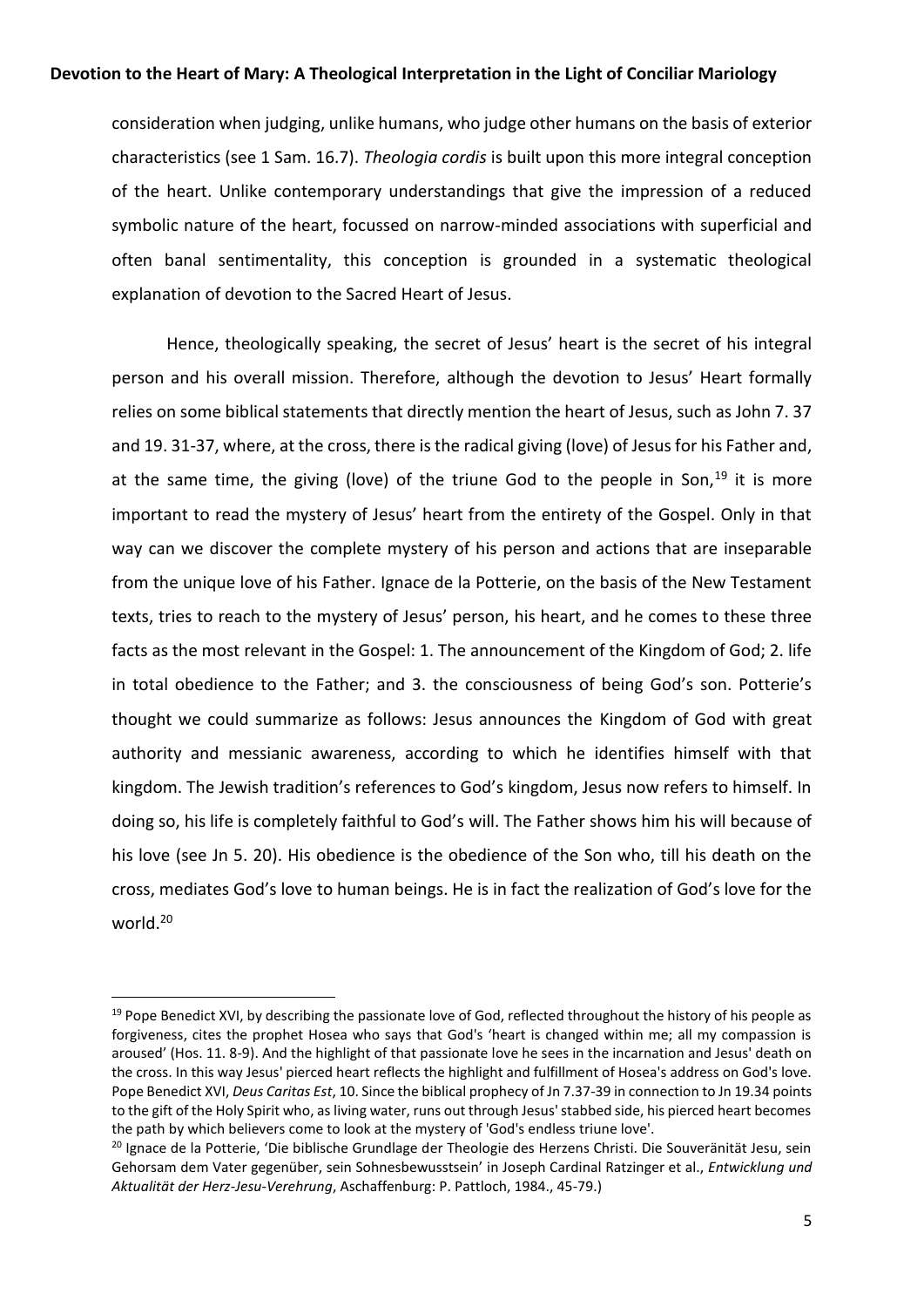consideration when judging, unlike humans, who judge other humans on the basis of exterior characteristics (see 1 Sam. 16.7). *Theologia cordis* is built upon this more integral conception of the heart. Unlike contemporary understandings that give the impression of a reduced symbolic nature of the heart, focussed on narrow-minded associations with superficial and often banal sentimentality, this conception is grounded in a systematic theological explanation of devotion to the Sacred Heart of Jesus.

Hence, theologically speaking, the secret of Jesus' heart is the secret of his integral person and his overall mission. Therefore, although the devotion to Jesus' Heart formally relies on some biblical statements that directly mention the heart of Jesus, such as John 7. 37 and 19. 31-37, where, at the cross, there is the radical giving (love) of Jesus for his Father and, at the same time, the giving (love) of the triune God to the people in Son,[19] it is more important to read the mystery of Jesus' heart from the entirety of the Gospel. Only in that way can we discover the complete mystery of his person and actions that are inseparable from the unique love of his Father. Ignace de la Potterie, on the basis of the New Testament texts, tries to reach to the mystery of Jesus' person, his heart, and he comes to these three facts as the most relevant in the Gospel: 1. The announcement of the Kingdom of God; 2. life in total obedience to the Father; and 3. the consciousness of being God's son. Potterie's thought we could summarize as follows: Jesus announces the Kingdom of God with great authority and messianic awareness, according to which he identifies himself with that kingdom. The Jewish tradition's references to God's kingdom, Jesus now refers to himself. In doing so, his life is completely faithful to God's will. The Father shows him his will because of his love (see Jn 5. 20). His obedience is the obedience of the Son who, till his death on the cross, mediates God's love to human beings. He is in fact the realization of God's love for the world.[20]

---

[19] Pope Benedict XVI, by describing the passionate love of God, reflected throughout the history of his people as forgiveness, cites the prophet Hosea who says that God's 'heart is changed within me; all my compassion is aroused' (Hos. 11. 8-9). And the highlight of that passionate love he sees in the incarnation and Jesus' death on the cross. In this way Jesus' pierced heart reflects the highlight and fulfillment of Hosea's address on God's love. Pope Benedict XVI, *Deus Caritas Est*, 10. Since the biblical prophecy of Jn 7.37-39 in connection to Jn 19.34 points to the gift of the Holy Spirit who, as living water, runs out through Jesus' stabbed side, his pierced heart becomes the path by which believers come to look at the mystery of 'God's endless triune love'.

[20] Ignace de la Potterie, 'Die biblische Grundlage der Theologie des Herzens Christi. Die Souveränität Jesu, sein Gehorsam dem Vater gegenüber, sein Sohnesbewusstsein' in Joseph Cardinal Ratzinger et al., *Entwicklung und Aktualität der Herz-Jesu-Verehrung*, Aschaffenburg: P. Pattloch, 1984., 45-79.)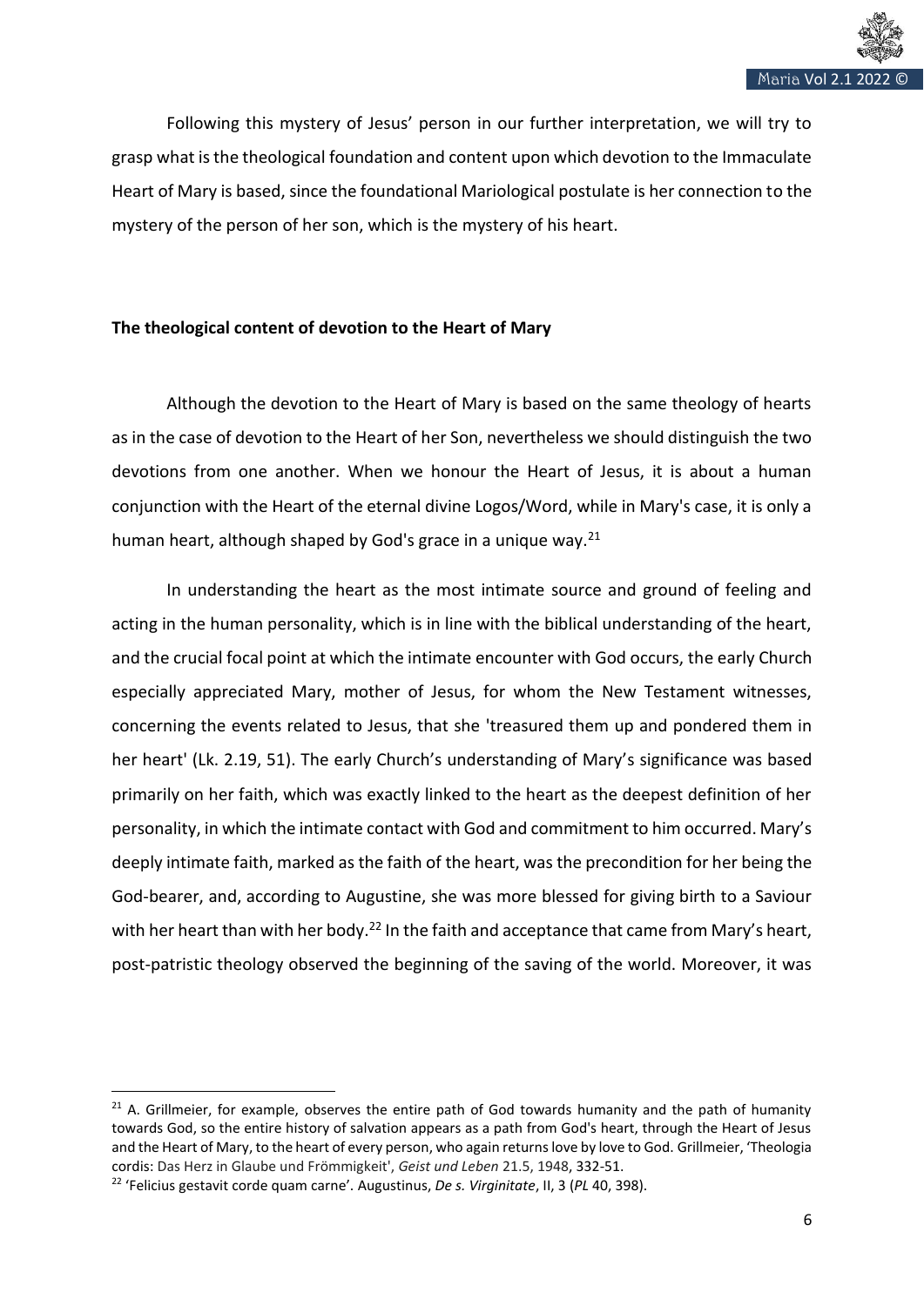Following this mystery of Jesus' person in our further interpretation, we will try to grasp what is the theological foundation and content upon which devotion to the Immaculate Heart of Mary is based, since the foundational Mariological postulate is her connection to the mystery of the person of her son, which is the mystery of his heart.

## The theological content of devotion to the Heart of Mary

Although the devotion to the Heart of Mary is based on the same theology of hearts as in the case of devotion to the Heart of her Son, nevertheless we should distinguish the two devotions from one another. When we honour the Heart of Jesus, it is about a human conjunction with the Heart of the eternal divine Logos/Word, while in Mary's case, it is only a human heart, although shaped by God's grace in a unique way.[21]

In understanding the heart as the most intimate source and ground of feeling and acting in the human personality, which is in line with the biblical understanding of the heart, and the crucial focal point at which the intimate encounter with God occurs, the early Church especially appreciated Mary, mother of Jesus, for whom the New Testament witnesses, concerning the events related to Jesus, that she 'treasured them up and pondered them in her heart' (Lk. 2.19, 51). The early Church's understanding of Mary's significance was based primarily on her faith, which was exactly linked to the heart as the deepest definition of her personality, in which the intimate contact with God and commitment to him occurred. Mary's deeply intimate faith, marked as the faith of the heart, was the precondition for her being the God-bearer, and, according to Augustine, she was more blessed for giving birth to a Saviour with her heart than with her body.[22] In the faith and acceptance that came from Mary's heart, post-patristic theology observed the beginning of the saving of the world. Moreover, it was

---

[21] A. Grillmeier, for example, observes the entire path of God towards humanity and the path of humanity towards God, so the entire history of salvation appears as a path from God's heart, through the Heart of Jesus and the Heart of Mary, to the heart of every person, who again returns love by love to God. Grillmeier, 'Theologia cordis: Das Herz in Glaube und Frömmigkeit', *Geist und Leben* 21.5, 1948, 332-51.

[22] 'Felicius gestavit corde quam carne'. Augustinus, *De s. Virginitate*, II, 3 (*PL* 40, 398).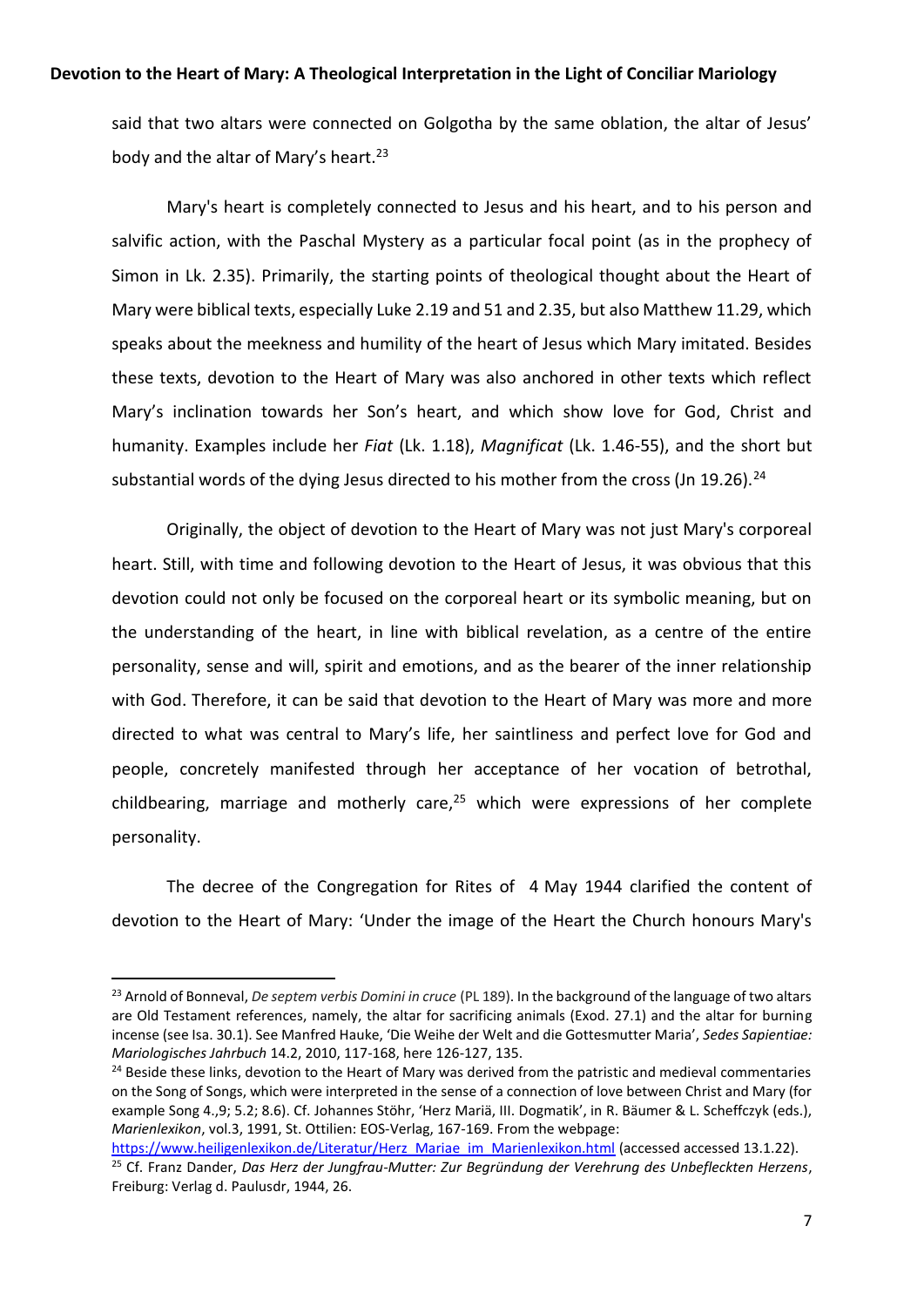said that two altars were connected on Golgotha by the same oblation, the altar of Jesus' body and the altar of Mary's heart.[23]

Mary's heart is completely connected to Jesus and his heart, and to his person and salvific action, with the Paschal Mystery as a particular focal point (as in the prophecy of Simon in Lk. 2.35). Primarily, the starting points of theological thought about the Heart of Mary were biblical texts, especially Luke 2.19 and 51 and 2.35, but also Matthew 11.29, which speaks about the meekness and humility of the heart of Jesus which Mary imitated. Besides these texts, devotion to the Heart of Mary was also anchored in other texts which reflect Mary's inclination towards her Son's heart, and which show love for God, Christ and humanity. Examples include her *Fiat* (Lk. 1.18), *Magnificat* (Lk. 1.46-55), and the short but substantial words of the dying Jesus directed to his mother from the cross (Jn 19.26).[24]

Originally, the object of devotion to the Heart of Mary was not just Mary's corporeal heart. Still, with time and following devotion to the Heart of Jesus, it was obvious that this devotion could not only be focused on the corporeal heart or its symbolic meaning, but on the understanding of the heart, in line with biblical revelation, as a centre of the entire personality, sense and will, spirit and emotions, and as the bearer of the inner relationship with God. Therefore, it can be said that devotion to the Heart of Mary was more and more directed to what was central to Mary's life, her saintliness and perfect love for God and people, concretely manifested through her acceptance of her vocation of betrothal, childbearing, marriage and motherly care,[25] which were expressions of her complete personality.

The decree of the Congregation for Rites of 4 May 1944 clarified the content of devotion to the Heart of Mary: 'Under the image of the Heart the Church honours Mary's

---

[23] Arnold of Bonneval, *De septem verbis Domini in cruce* (PL 189). In the background of the language of two altars are Old Testament references, namely, the altar for sacrificing animals (Exod. 27.1) and the altar for burning incense (see Isa. 30.1). See Manfred Hauke, 'Die Weihe der Welt and die Gottesmutter Maria', *Sedes Sapientiae: Mariologisches Jahrbuch* 14.2, 2010, 117-168, here 126-127, 135.

[24] Beside these links, devotion to the Heart of Mary was derived from the patristic and medieval commentaries on the Song of Songs, which were interpreted in the sense of a connection of love between Christ and Mary (for example Song 4.,9; 5.2; 8.6). Cf. Johannes Stöhr, 'Herz Mariä, III. Dogmatik', in R. Bäumer & L. Scheffczyk (eds.), *Marienlexikon*, vol.3, 1991, St. Ottilien: EOS-Verlag, 167-169. From the webpage: https://www.heiligenlexikon.de/Literatur/Herz_Mariae_im_Marienlexikon.html (accessed accessed 13.1.22).

[25] Cf. Franz Dander, *Das Herz der Jungfrau-Mutter: Zur Begründung der Verehrung des Unbefleckten Herzens*, Freiburg: Verlag d. Paulusdr, 1944, 26.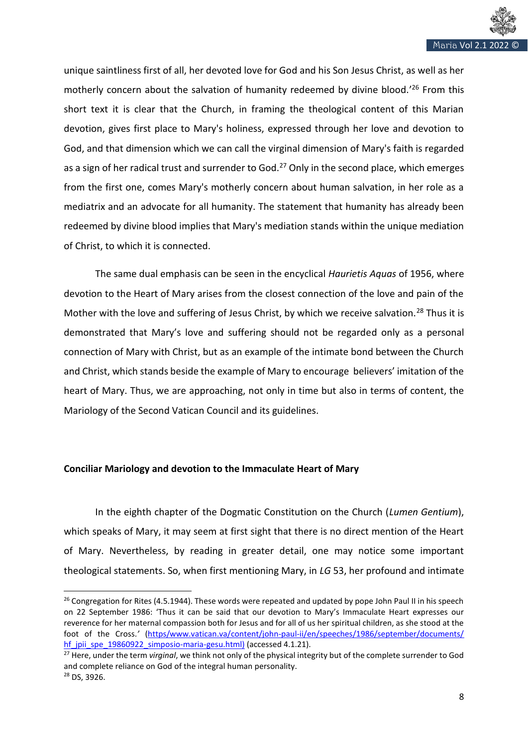unique saintliness first of all, her devoted love for God and his Son Jesus Christ, as well as her motherly concern about the salvation of humanity redeemed by divine blood.'[26] From this short text it is clear that the Church, in framing the theological content of this Marian devotion, gives first place to Mary's holiness, expressed through her love and devotion to God, and that dimension which we can call the virginal dimension of Mary's faith is regarded as a sign of her radical trust and surrender to God.[27] Only in the second place, which emerges from the first one, comes Mary's motherly concern about human salvation, in her role as a mediatrix and an advocate for all humanity. The statement that humanity has already been redeemed by divine blood implies that Mary's mediation stands within the unique mediation of Christ, to which it is connected.

The same dual emphasis can be seen in the encyclical *Haurietis Aquas* of 1956, where devotion to the Heart of Mary arises from the closest connection of the love and pain of the Mother with the love and suffering of Jesus Christ, by which we receive salvation.[28] Thus it is demonstrated that Mary's love and suffering should not be regarded only as a personal connection of Mary with Christ, but as an example of the intimate bond between the Church and Christ, which stands beside the example of Mary to encourage believers' imitation of the heart of Mary. Thus, we are approaching, not only in time but also in terms of content, the Mariology of the Second Vatican Council and its guidelines.

**Conciliar Mariology and devotion to the Immaculate Heart of Mary**

In the eighth chapter of the Dogmatic Constitution on the Church (*Lumen Gentium*), which speaks of Mary, it may seem at first sight that there is no direct mention of the Heart of Mary. Nevertheless, by reading in greater detail, one may notice some important theological statements. So, when first mentioning Mary, in *LG* 53, her profound and intimate

---

[26] Congregation for Rites (4.5.1944). These words were repeated and updated by pope John Paul II in his speech on 22 September 1986: 'Thus it can be said that our devotion to Mary's Immaculate Heart expresses our reverence for her maternal compassion both for Jesus and for all of us her spiritual children, as she stood at the foot of the Cross.' (https/www.vatican.va/content/john-paul-ii/en/speeches/1986/september/documents/hf_jpii_spe_19860922_simposio-maria-gesu.html) (accessed 4.1.21).

[27] Here, under the term *virginal*, we think not only of the physical integrity but of the complete surrender to God and complete reliance on God of the integral human personality.

[28] DS, 3926.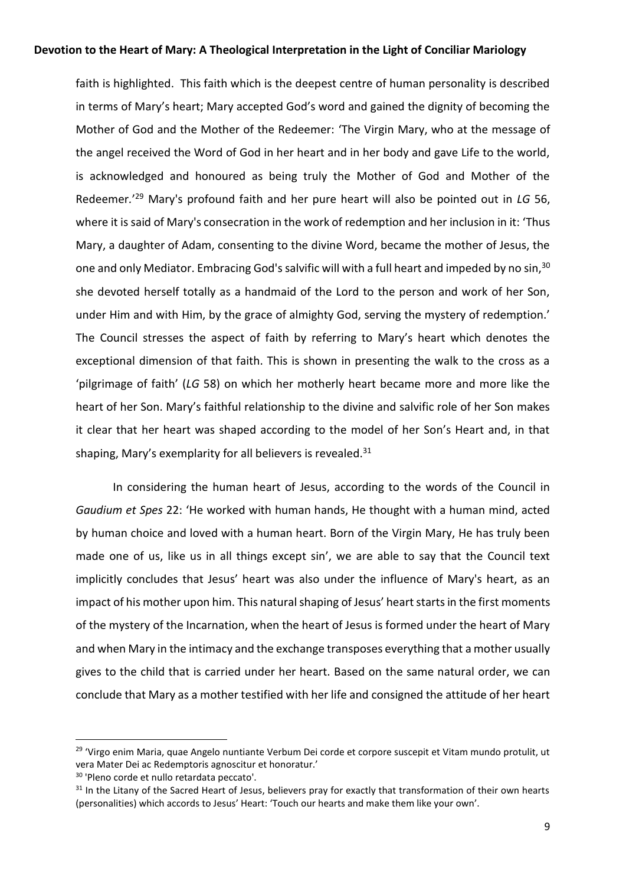faith is highlighted. This faith which is the deepest centre of human personality is described in terms of Mary's heart; Mary accepted God's word and gained the dignity of becoming the Mother of God and the Mother of the Redeemer: 'The Virgin Mary, who at the message of the angel received the Word of God in her heart and in her body and gave Life to the world, is acknowledged and honoured as being truly the Mother of God and Mother of the Redeemer.'[29] Mary's profound faith and her pure heart will also be pointed out in *LG* 56, where it is said of Mary's consecration in the work of redemption and her inclusion in it: 'Thus Mary, a daughter of Adam, consenting to the divine Word, became the mother of Jesus, the one and only Mediator. Embracing God's salvific will with a full heart and impeded by no sin,[30] she devoted herself totally as a handmaid of the Lord to the person and work of her Son, under Him and with Him, by the grace of almighty God, serving the mystery of redemption.' The Council stresses the aspect of faith by referring to Mary's heart which denotes the exceptional dimension of that faith. This is shown in presenting the walk to the cross as a 'pilgrimage of faith' (*LG* 58) on which her motherly heart became more and more like the heart of her Son. Mary's faithful relationship to the divine and salvific role of her Son makes it clear that her heart was shaped according to the model of her Son's Heart and, in that shaping, Mary's exemplarity for all believers is revealed.[31]

In considering the human heart of Jesus, according to the words of the Council in *Gaudium et Spes* 22: 'He worked with human hands, He thought with a human mind, acted by human choice and loved with a human heart. Born of the Virgin Mary, He has truly been made one of us, like us in all things except sin', we are able to say that the Council text implicitly concludes that Jesus' heart was also under the influence of Mary's heart, as an impact of his mother upon him. This natural shaping of Jesus' heart starts in the first moments of the mystery of the Incarnation, when the heart of Jesus is formed under the heart of Mary and when Mary in the intimacy and the exchange transposes everything that a mother usually gives to the child that is carried under her heart. Based on the same natural order, we can conclude that Mary as a mother testified with her life and consigned the attitude of her heart

---

[29] 'Virgo enim Maria, quae Angelo nuntiante Verbum Dei corde et corpore suscepit et Vitam mundo protulit, ut vera Mater Dei ac Redemptoris agnoscitur et honoratur.'

[30] 'Pleno corde et nullo retardata peccato'.

[31] In the Litany of the Sacred Heart of Jesus, believers pray for exactly that transformation of their own hearts (personalities) which accords to Jesus' Heart: 'Touch our hearts and make them like your own'.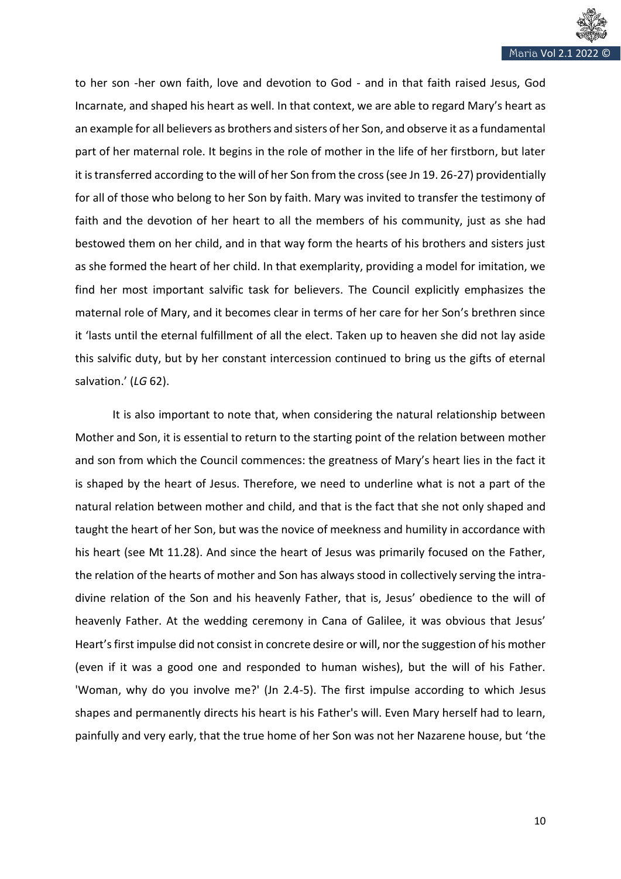to her son -her own faith, love and devotion to God - and in that faith raised Jesus, God Incarnate, and shaped his heart as well. In that context, we are able to regard Mary's heart as an example for all believers as brothers and sisters of her Son, and observe it as a fundamental part of her maternal role. It begins in the role of mother in the life of her firstborn, but later it is transferred according to the will of her Son from the cross (see Jn 19. 26-27) providentially for all of those who belong to her Son by faith. Mary was invited to transfer the testimony of faith and the devotion of her heart to all the members of his community, just as she had bestowed them on her child, and in that way form the hearts of his brothers and sisters just as she formed the heart of her child. In that exemplarity, providing a model for imitation, we find her most important salvific task for believers. The Council explicitly emphasizes the maternal role of Mary, and it becomes clear in terms of her care for her Son's brethren since it 'lasts until the eternal fulfillment of all the elect. Taken up to heaven she did not lay aside this salvific duty, but by her constant intercession continued to bring us the gifts of eternal salvation.' (*LG* 62).

It is also important to note that, when considering the natural relationship between Mother and Son, it is essential to return to the starting point of the relation between mother and son from which the Council commences: the greatness of Mary's heart lies in the fact it is shaped by the heart of Jesus. Therefore, we need to underline what is not a part of the natural relation between mother and child, and that is the fact that she not only shaped and taught the heart of her Son, but was the novice of meekness and humility in accordance with his heart (see Mt 11.28). And since the heart of Jesus was primarily focused on the Father, the relation of the hearts of mother and Son has always stood in collectively serving the intra-divine relation of the Son and his heavenly Father, that is, Jesus' obedience to the will of heavenly Father. At the wedding ceremony in Cana of Galilee, it was obvious that Jesus' Heart's first impulse did not consist in concrete desire or will, nor the suggestion of his mother (even if it was a good one and responded to human wishes), but the will of his Father. 'Woman, why do you involve me?' (Jn 2.4-5). The first impulse according to which Jesus shapes and permanently directs his heart is his Father's will. Even Mary herself had to learn, painfully and very early, that the true home of her Son was not her Nazarene house, but 'the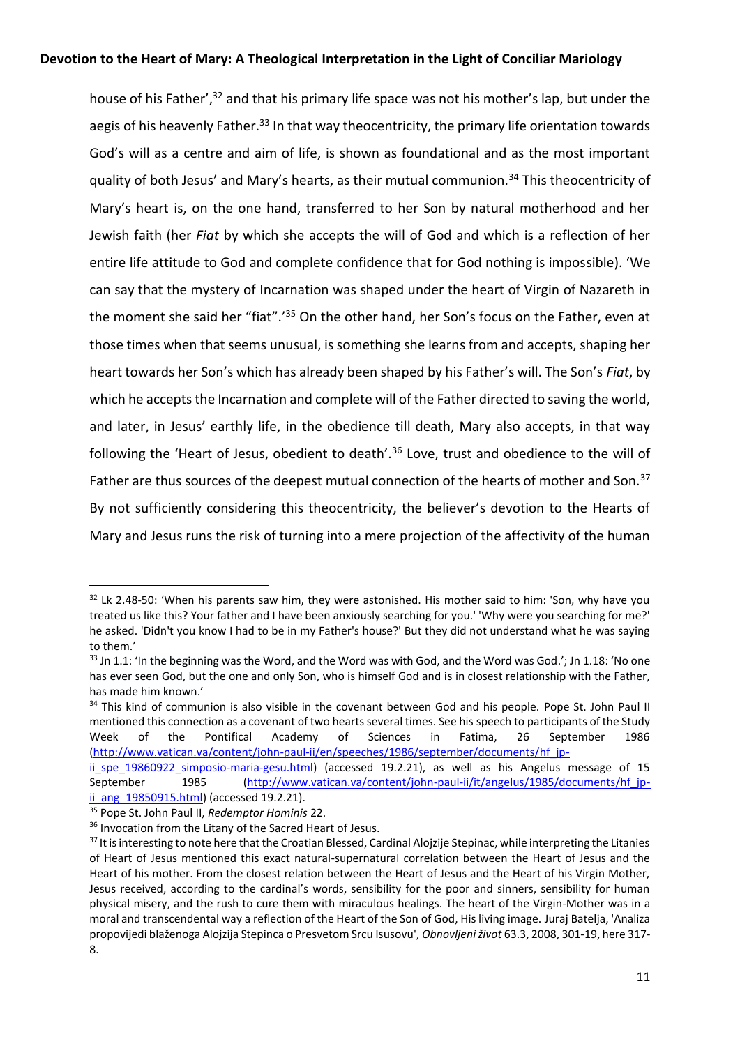house of his Father',[32] and that his primary life space was not his mother's lap, but under the aegis of his heavenly Father.[33] In that way theocentricity, the primary life orientation towards God's will as a centre and aim of life, is shown as foundational and as the most important quality of both Jesus' and Mary's hearts, as their mutual communion.[34] This theocentricity of Mary's heart is, on the one hand, transferred to her Son by natural motherhood and her Jewish faith (her *Fiat* by which she accepts the will of God and which is a reflection of her entire life attitude to God and complete confidence that for God nothing is impossible). 'We can say that the mystery of Incarnation was shaped under the heart of Virgin of Nazareth in the moment she said her "fiat".'[35] On the other hand, her Son's focus on the Father, even at those times when that seems unusual, is something she learns from and accepts, shaping her heart towards her Son's which has already been shaped by his Father's will. The Son's *Fiat*, by which he accepts the Incarnation and complete will of the Father directed to saving the world, and later, in Jesus' earthly life, in the obedience till death, Mary also accepts, in that way following the 'Heart of Jesus, obedient to death'.[36] Love, trust and obedience to the will of Father are thus sources of the deepest mutual connection of the hearts of mother and Son.[37] By not sufficiently considering this theocentricity, the believer's devotion to the Hearts of Mary and Jesus runs the risk of turning into a mere projection of the affectivity of the human

---

[32] Lk 2.48-50: 'When his parents saw him, they were astonished. His mother said to him: 'Son, why have you treated us like this? Your father and I have been anxiously searching for you.' 'Why were you searching for me?' he asked. 'Didn't you know I had to be in my Father's house?' But they did not understand what he was saying to them.'

[33] Jn 1.1: 'In the beginning was the Word, and the Word was with God, and the Word was God.'; Jn 1.18: 'No one has ever seen God, but the one and only Son, who is himself God and is in closest relationship with the Father, has made him known.'

[34] This kind of communion is also visible in the covenant between God and his people. Pope St. John Paul II mentioned this connection as a covenant of two hearts several times. See his speech to participants of the Study Week of the Pontifical Academy of Sciences in Fatima, 26 September 1986 (http://www.vatican.va/content/john-paul-ii/en/speeches/1986/september/documents/hf_jp-ii_spe_19860922_simposio-maria-gesu.html) (accessed 19.2.21), as well as his Angelus message of 15 September 1985 (http://www.vatican.va/content/john-paul-ii/it/angelus/1985/documents/hf_jp-ii_ang_19850915.html) (accessed 19.2.21).

[35] Pope St. John Paul II, *Redemptor Hominis* 22.

[36] Invocation from the Litany of the Sacred Heart of Jesus.

[37] It is interesting to note here that the Croatian Blessed, Cardinal Alojzije Stepinac, while interpreting the Litanies of Heart of Jesus mentioned this exact natural-supernatural correlation between the Heart of Jesus and the Heart of his mother. From the closest relation between the Heart of Jesus and the Heart of his Virgin Mother, Jesus received, according to the cardinal's words, sensibility for the poor and sinners, sensibility for human physical misery, and the rush to cure them with miraculous healings. The heart of the Virgin-Mother was in a moral and transcendental way a reflection of the Heart of the Son of God, His living image. Juraj Batelja, 'Analiza propovijedi blaženoga Alojzija Stepinca o Presvetom Srcu Isusovu', *Obnovljeni život* 63.3, 2008, 301-19, here 317-8.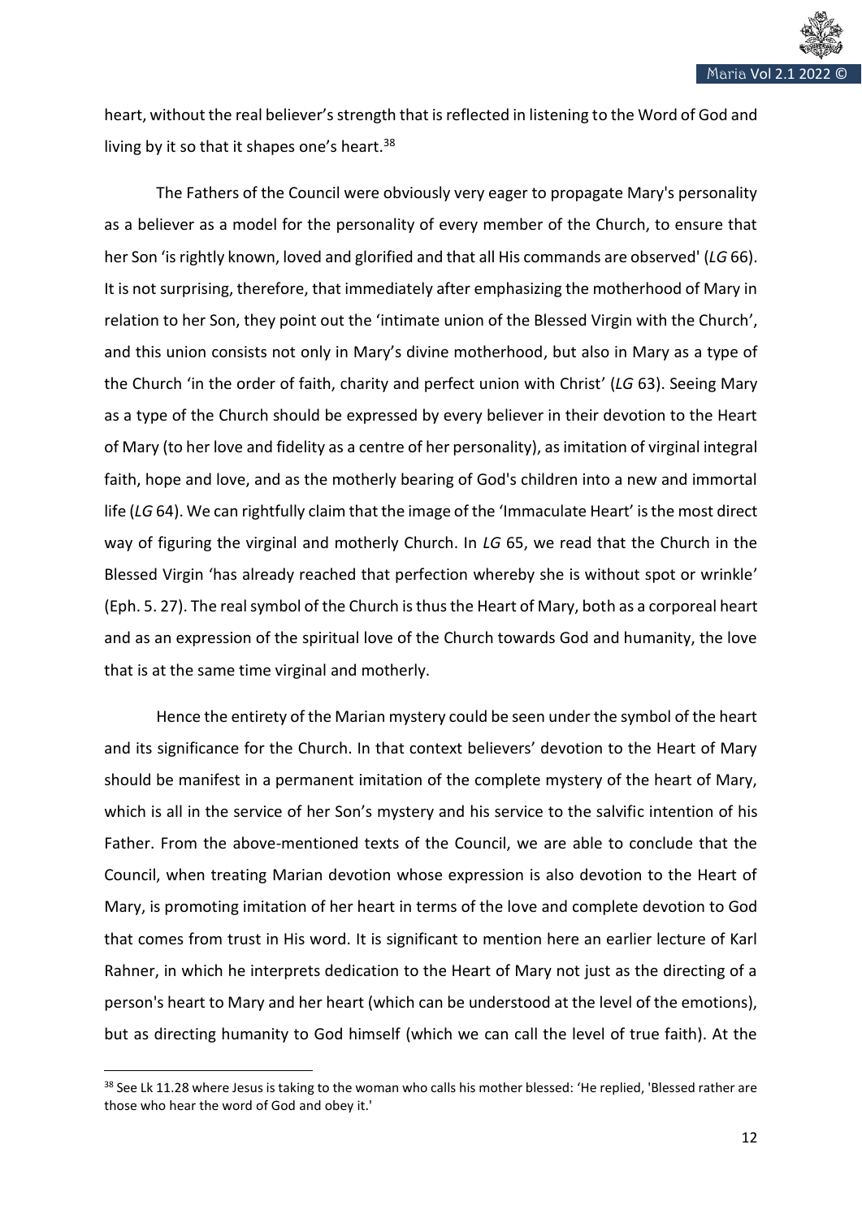heart, without the real believer's strength that is reflected in listening to the Word of God and living by it so that it shapes one's heart.[38]

The Fathers of the Council were obviously very eager to propagate Mary's personality as a believer as a model for the personality of every member of the Church, to ensure that her Son 'is rightly known, loved and glorified and that all His commands are observed' (*LG* 66). It is not surprising, therefore, that immediately after emphasizing the motherhood of Mary in relation to her Son, they point out the 'intimate union of the Blessed Virgin with the Church', and this union consists not only in Mary's divine motherhood, but also in Mary as a type of the Church 'in the order of faith, charity and perfect union with Christ' (*LG* 63). Seeing Mary as a type of the Church should be expressed by every believer in their devotion to the Heart of Mary (to her love and fidelity as a centre of her personality), as imitation of virginal integral faith, hope and love, and as the motherly bearing of God's children into a new and immortal life (*LG* 64). We can rightfully claim that the image of the 'Immaculate Heart' is the most direct way of figuring the virginal and motherly Church. In *LG* 65, we read that the Church in the Blessed Virgin 'has already reached that perfection whereby she is without spot or wrinkle' (Eph. 5. 27). The real symbol of the Church is thus the Heart of Mary, both as a corporeal heart and as an expression of the spiritual love of the Church towards God and humanity, the love that is at the same time virginal and motherly.

Hence the entirety of the Marian mystery could be seen under the symbol of the heart and its significance for the Church. In that context believers' devotion to the Heart of Mary should be manifest in a permanent imitation of the complete mystery of the heart of Mary, which is all in the service of her Son's mystery and his service to the salvific intention of his Father. From the above-mentioned texts of the Council, we are able to conclude that the Council, when treating Marian devotion whose expression is also devotion to the Heart of Mary, is promoting imitation of her heart in terms of the love and complete devotion to God that comes from trust in His word. It is significant to mention here an earlier lecture of Karl Rahner, in which he interprets dedication to the Heart of Mary not just as the directing of a person's heart to Mary and her heart (which can be understood at the level of the emotions), but as directing humanity to God himself (which we can call the level of true faith). At the

[38] See Lk 11.28 where Jesus is taking to the woman who calls his mother blessed: 'He replied, 'Blessed rather are those who hear the word of God and obey it.'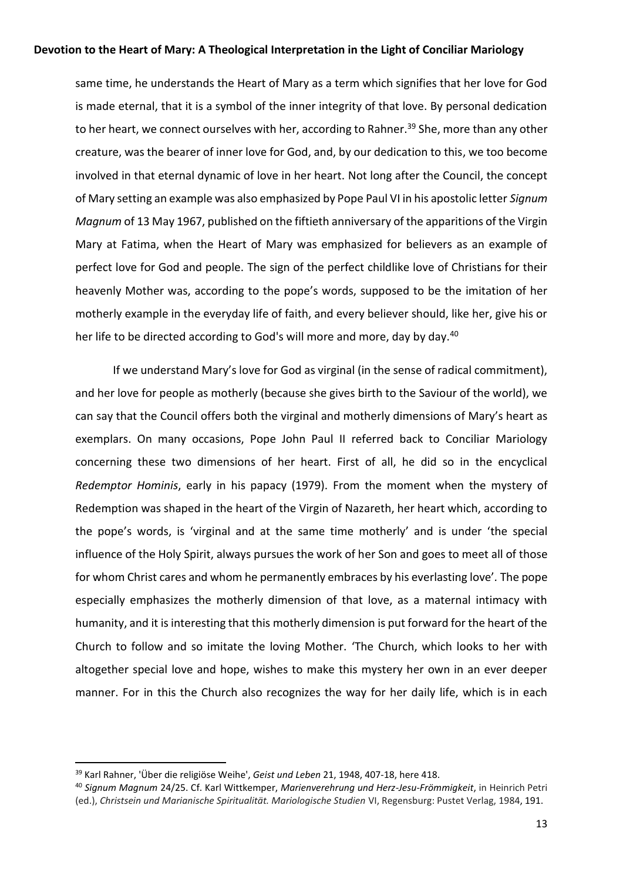same time, he understands the Heart of Mary as a term which signifies that her love for God is made eternal, that it is a symbol of the inner integrity of that love. By personal dedication to her heart, we connect ourselves with her, according to Rahner.[39] She, more than any other creature, was the bearer of inner love for God, and, by our dedication to this, we too become involved in that eternal dynamic of love in her heart. Not long after the Council, the concept of Mary setting an example was also emphasized by Pope Paul VI in his apostolic letter *Signum Magnum* of 13 May 1967, published on the fiftieth anniversary of the apparitions of the Virgin Mary at Fatima, when the Heart of Mary was emphasized for believers as an example of perfect love for God and people. The sign of the perfect childlike love of Christians for their heavenly Mother was, according to the pope's words, supposed to be the imitation of her motherly example in the everyday life of faith, and every believer should, like her, give his or her life to be directed according to God's will more and more, day by day.[40]

If we understand Mary's love for God as virginal (in the sense of radical commitment), and her love for people as motherly (because she gives birth to the Saviour of the world), we can say that the Council offers both the virginal and motherly dimensions of Mary's heart as exemplars. On many occasions, Pope John Paul II referred back to Conciliar Mariology concerning these two dimensions of her heart. First of all, he did so in the encyclical *Redemptor Hominis*, early in his papacy (1979). From the moment when the mystery of Redemption was shaped in the heart of the Virgin of Nazareth, her heart which, according to the pope's words, is 'virginal and at the same time motherly' and is under 'the special influence of the Holy Spirit, always pursues the work of her Son and goes to meet all of those for whom Christ cares and whom he permanently embraces by his everlasting love'. The pope especially emphasizes the motherly dimension of that love, as a maternal intimacy with humanity, and it is interesting that this motherly dimension is put forward for the heart of the Church to follow and so imitate the loving Mother. 'The Church, which looks to her with altogether special love and hope, wishes to make this mystery her own in an ever deeper manner. For in this the Church also recognizes the way for her daily life, which is in each

---

[39] Karl Rahner, 'Über die religiöse Weihe', *Geist und Leben* 21, 1948, 407-18, here 418.

[40] *Signum Magnum* 24/25. Cf. Karl Wittkemper, *Marienverehrung und Herz-Jesu-Frömmigkeit*, in Heinrich Petri (ed.), *Christsein und Marianische Spiritualität. Mariologische Studien* VI, Regensburg: Pustet Verlag, 1984, 191.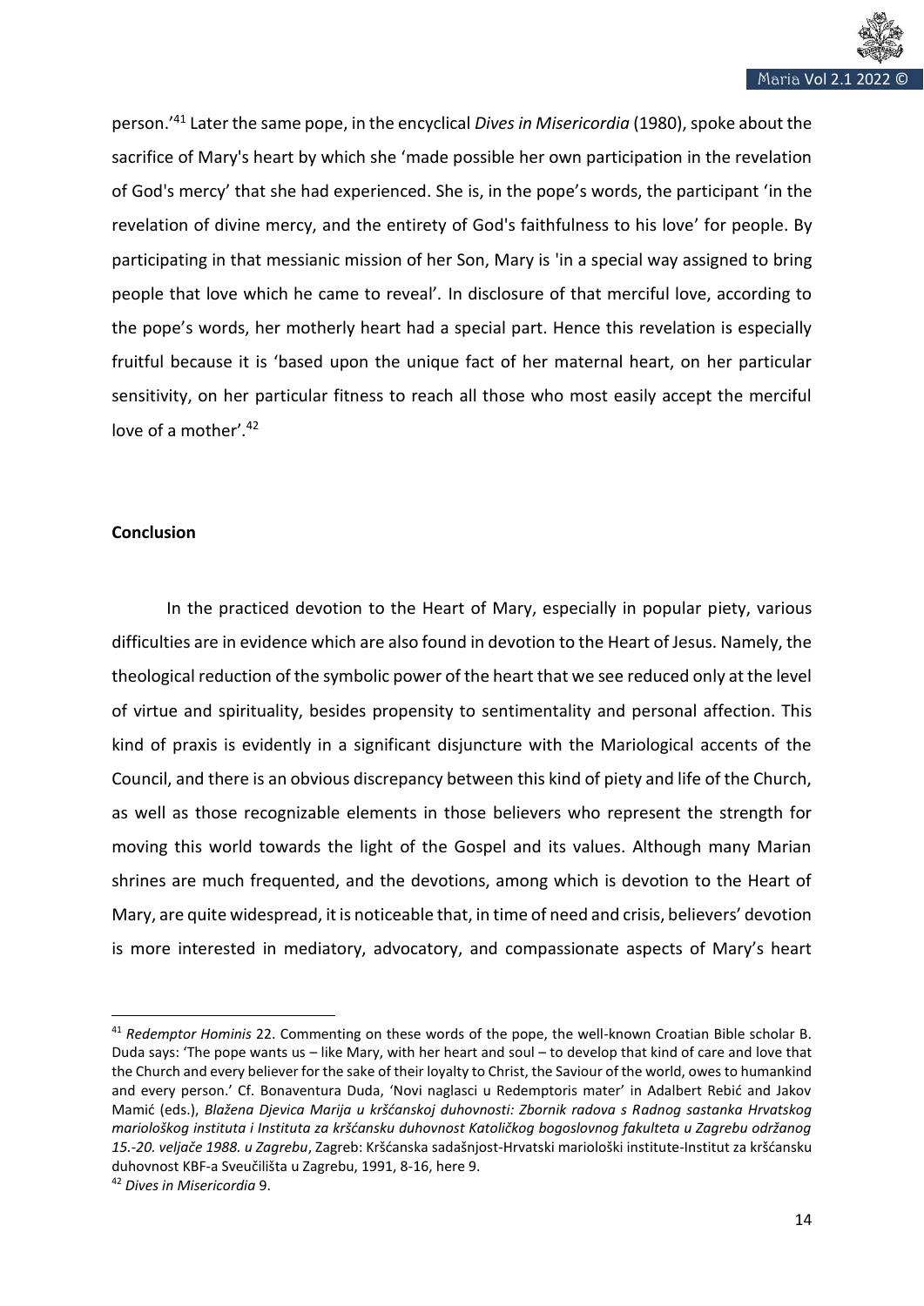person.'[41] Later the same pope, in the encyclical *Dives in Misericordia* (1980), spoke about the sacrifice of Mary's heart by which she 'made possible her own participation in the revelation of God's mercy' that she had experienced. She is, in the pope's words, the participant 'in the revelation of divine mercy, and the entirety of God's faithfulness to his love' for people. By participating in that messianic mission of her Son, Mary is 'in a special way assigned to bring people that love which he came to reveal'. In disclosure of that merciful love, according to the pope's words, her motherly heart had a special part. Hence this revelation is especially fruitful because it is 'based upon the unique fact of her maternal heart, on her particular sensitivity, on her particular fitness to reach all those who most easily accept the merciful love of a mother'.[42]

**Conclusion**

In the practiced devotion to the Heart of Mary, especially in popular piety, various difficulties are in evidence which are also found in devotion to the Heart of Jesus. Namely, the theological reduction of the symbolic power of the heart that we see reduced only at the level of virtue and spirituality, besides propensity to sentimentality and personal affection. This kind of praxis is evidently in a significant disjuncture with the Mariological accents of the Council, and there is an obvious discrepancy between this kind of piety and life of the Church, as well as those recognizable elements in those believers who represent the strength for moving this world towards the light of the Gospel and its values. Although many Marian shrines are much frequented, and the devotions, among which is devotion to the Heart of Mary, are quite widespread, it is noticeable that, in time of need and crisis, believers' devotion is more interested in mediatory, advocatory, and compassionate aspects of Mary's heart

---

[41] *Redemptor Hominis* 22. Commenting on these words of the pope, the well-known Croatian Bible scholar B. Duda says: 'The pope wants us – like Mary, with her heart and soul – to develop that kind of care and love that the Church and every believer for the sake of their loyalty to Christ, the Saviour of the world, owes to humankind and every person.' Cf. Bonaventura Duda, 'Novi naglasci u Redemptoris mater' in Adalbert Rebić and Jakov Mamić (eds.), *Blažena Djevica Marija u kršćanskoj duhovnosti: Zbornik radova s Radnog sastanka Hrvatskog mariološkog instituta i Instituta za kršćansku duhovnost Katoličkog bogoslovnog fakulteta u Zagrebu održanog 15.-20. veljače 1988. u Zagrebu*, Zagreb: Kršćanska sadašnjost-Hrvatski mariološki institute-Institut za kršćansku duhovnost KBF-a Sveučilišta u Zagrebu, 1991, 8-16, here 9.

[42] *Dives in Misericordia* 9.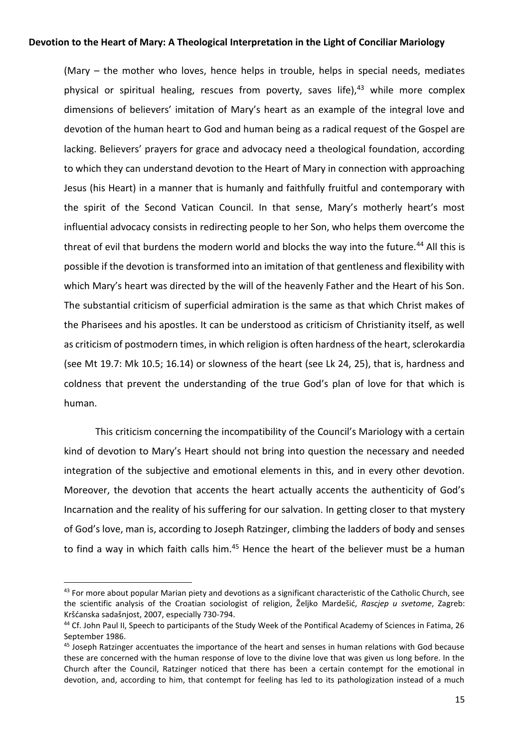(Mary – the mother who loves, hence helps in trouble, helps in special needs, mediates physical or spiritual healing, rescues from poverty, saves life),[43] while more complex dimensions of believers' imitation of Mary's heart as an example of the integral love and devotion of the human heart to God and human being as a radical request of the Gospel are lacking. Believers' prayers for grace and advocacy need a theological foundation, according to which they can understand devotion to the Heart of Mary in connection with approaching Jesus (his Heart) in a manner that is humanly and faithfully fruitful and contemporary with the spirit of the Second Vatican Council. In that sense, Mary's motherly heart's most influential advocacy consists in redirecting people to her Son, who helps them overcome the threat of evil that burdens the modern world and blocks the way into the future.[44] All this is possible if the devotion is transformed into an imitation of that gentleness and flexibility with which Mary's heart was directed by the will of the heavenly Father and the Heart of his Son. The substantial criticism of superficial admiration is the same as that which Christ makes of the Pharisees and his apostles. It can be understood as criticism of Christianity itself, as well as criticism of postmodern times, in which religion is often hardness of the heart, sclerokardia (see Mt 19.7: Mk 10.5; 16.14) or slowness of the heart (see Lk 24, 25), that is, hardness and coldness that prevent the understanding of the true God's plan of love for that which is human.

This criticism concerning the incompatibility of the Council's Mariology with a certain kind of devotion to Mary's Heart should not bring into question the necessary and needed integration of the subjective and emotional elements in this, and in every other devotion. Moreover, the devotion that accents the heart actually accents the authenticity of God's Incarnation and the reality of his suffering for our salvation. In getting closer to that mystery of God's love, man is, according to Joseph Ratzinger, climbing the ladders of body and senses to find a way in which faith calls him.[45] Hence the heart of the believer must be a human

[43] For more about popular Marian piety and devotions as a significant characteristic of the Catholic Church, see the scientific analysis of the Croatian sociologist of religion, Željko Mardešić, *Rascjep u svetome*, Zagreb: Kršćanska sadašnjost, 2007, especially 730-794.

[44] Cf. John Paul II, Speech to participants of the Study Week of the Pontifical Academy of Sciences in Fatima, 26 September 1986.

[45] Joseph Ratzinger accentuates the importance of the heart and senses in human relations with God because these are concerned with the human response of love to the divine love that was given us long before. In the Church after the Council, Ratzinger noticed that there has been a certain contempt for the emotional in devotion, and, according to him, that contempt for feeling has led to its pathologization instead of a much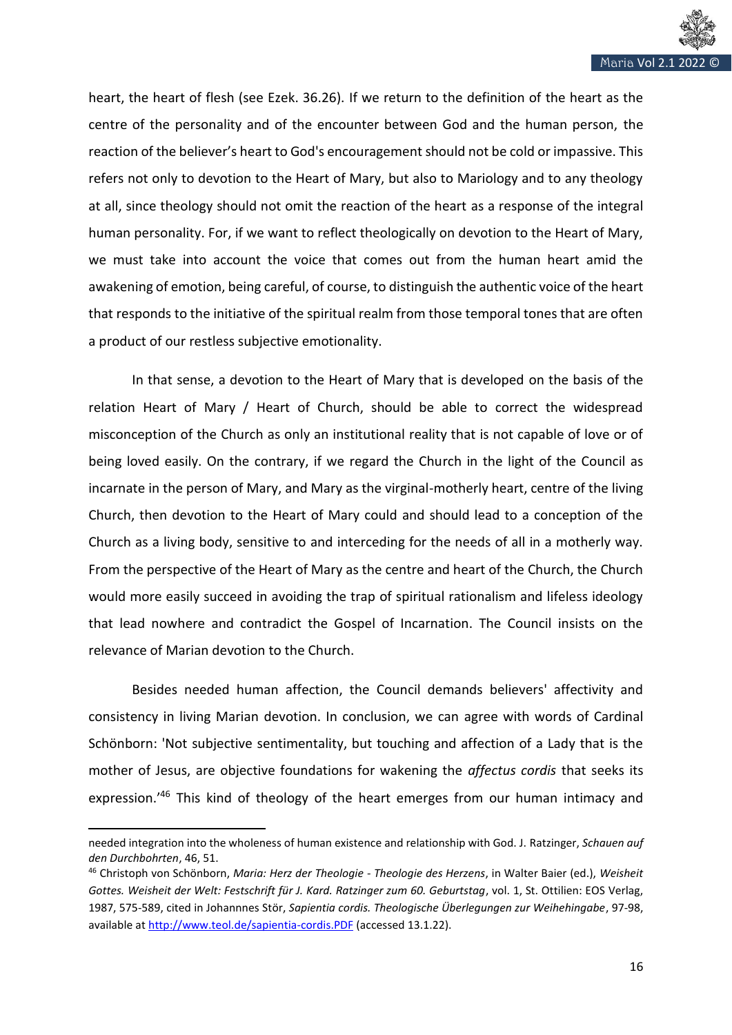heart, the heart of flesh (see Ezek. 36.26). If we return to the definition of the heart as the centre of the personality and of the encounter between God and the human person, the reaction of the believer's heart to God's encouragement should not be cold or impassive. This refers not only to devotion to the Heart of Mary, but also to Mariology and to any theology at all, since theology should not omit the reaction of the heart as a response of the integral human personality. For, if we want to reflect theologically on devotion to the Heart of Mary, we must take into account the voice that comes out from the human heart amid the awakening of emotion, being careful, of course, to distinguish the authentic voice of the heart that responds to the initiative of the spiritual realm from those temporal tones that are often a product of our restless subjective emotionality.

In that sense, a devotion to the Heart of Mary that is developed on the basis of the relation Heart of Mary / Heart of Church, should be able to correct the widespread misconception of the Church as only an institutional reality that is not capable of love or of being loved easily. On the contrary, if we regard the Church in the light of the Council as incarnate in the person of Mary, and Mary as the virginal-motherly heart, centre of the living Church, then devotion to the Heart of Mary could and should lead to a conception of the Church as a living body, sensitive to and interceding for the needs of all in a motherly way. From the perspective of the Heart of Mary as the centre and heart of the Church, the Church would more easily succeed in avoiding the trap of spiritual rationalism and lifeless ideology that lead nowhere and contradict the Gospel of Incarnation. The Council insists on the relevance of Marian devotion to the Church.

Besides needed human affection, the Council demands believers' affectivity and consistency in living Marian devotion. In conclusion, we can agree with words of Cardinal Schönborn: 'Not subjective sentimentality, but touching and affection of a Lady that is the mother of Jesus, are objective foundations for wakening the *affectus cordis* that seeks its expression.'[46] This kind of theology of the heart emerges from our human intimacy and

---

needed integration into the wholeness of human existence and relationship with God. J. Ratzinger, *Schauen auf den Durchbohrten*, 46, 51.

[46] Christoph von Schönborn, *Maria: Herz der Theologie - Theologie des Herzens*, in Walter Baier (ed.), *Weisheit Gottes. Weisheit der Welt: Festschrift für J. Kard. Ratzinger zum 60. Geburtstag*, vol. 1, St. Ottilien: EOS Verlag, 1987, 575-589, cited in Johannnes Stör, *Sapientia cordis. Theologische Überlegungen zur Weihehingabe*, 97-98, available at http://www.teol.de/sapientia-cordis.PDF (accessed 13.1.22).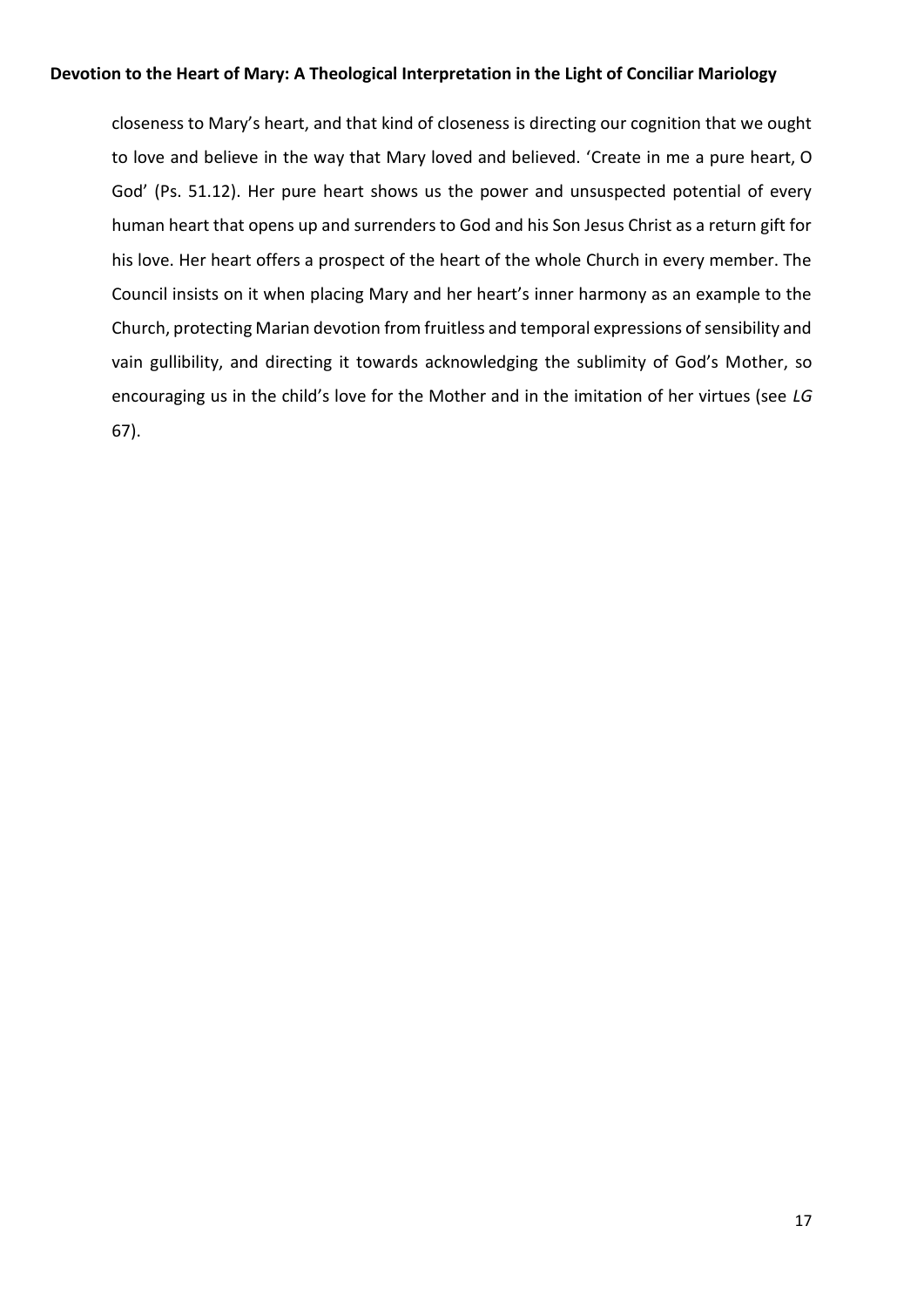closeness to Mary's heart, and that kind of closeness is directing our cognition that we ought to love and believe in the way that Mary loved and believed. 'Create in me a pure heart, O God' (Ps. 51.12). Her pure heart shows us the power and unsuspected potential of every human heart that opens up and surrenders to God and his Son Jesus Christ as a return gift for his love. Her heart offers a prospect of the heart of the whole Church in every member. The Council insists on it when placing Mary and her heart's inner harmony as an example to the Church, protecting Marian devotion from fruitless and temporal expressions of sensibility and vain gullibility, and directing it towards acknowledging the sublimity of God's Mother, so encouraging us in the child's love for the Mother and in the imitation of her virtues (see *LG* 67).